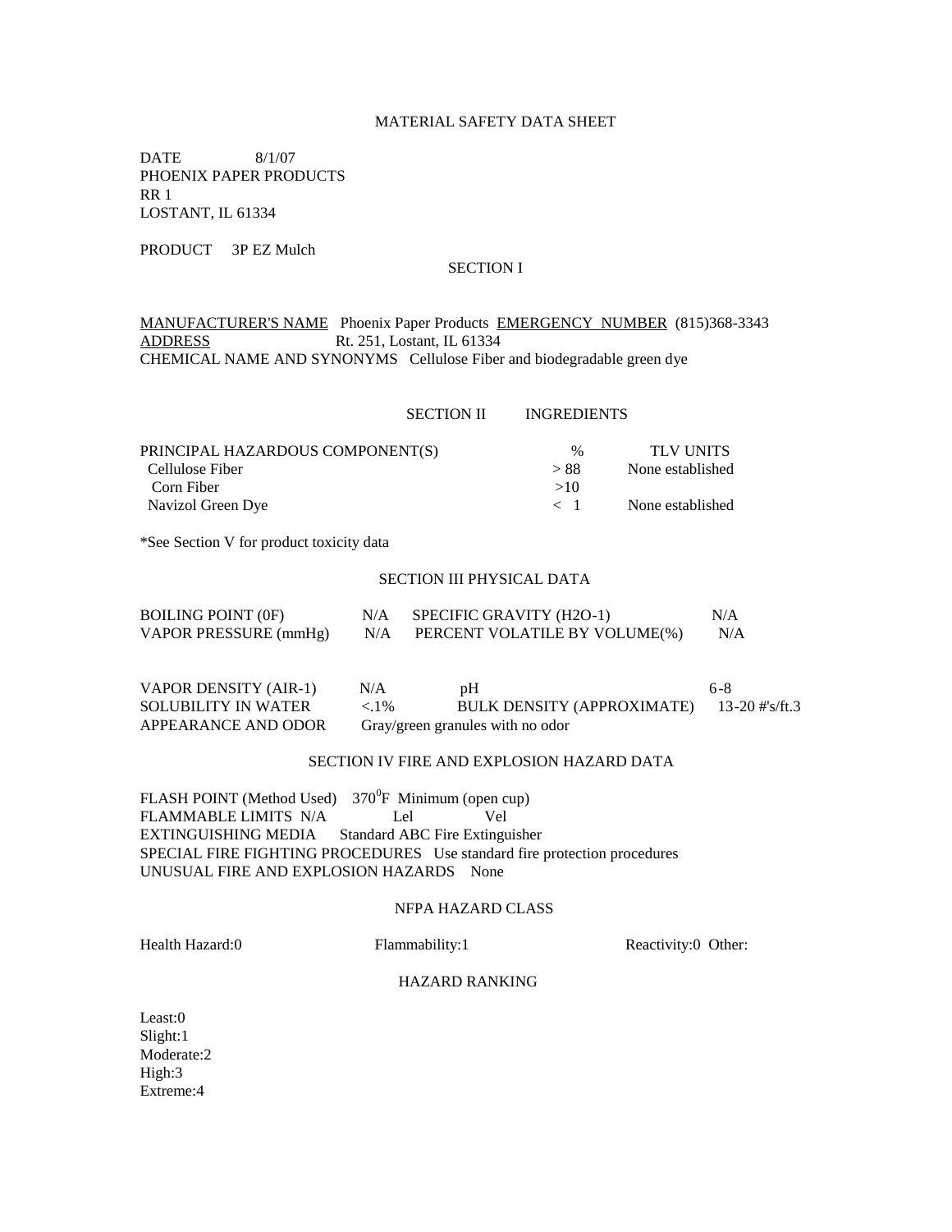# MATERIAL SAFETY DATA SHEET

DATE 8/1/07
PHOENIX PAPER PRODUCTS
RR 1
LOSTANT, IL 61334

PRODUCT 3P EZ Mulch

## SECTION I

MANUFACTURER'S NAME Phoenix Paper Products EMERGENCY NUMBER (815)368-3343
ADDRESS Rt. 251, Lostant, IL 61334
CHEMICAL NAME AND SYNONYMS Cellulose Fiber and biodegradable green dye

## SECTION II INGREDIENTS

| PRINCIPAL HAZARDOUS COMPONENT(S) | % | TLV UNITS |
|---|---|---|
| Cellulose Fiber | > 88 | None established |
| Corn Fiber | >10 | |
| Navizol Green Dye | < 1 | None established |

*See Section V for product toxicity data

## SECTION III PHYSICAL DATA

| | | | |
|---|---|---|---|
| BOILING POINT (0F) | N/A | SPECIFIC GRAVITY (H2O-1) | N/A |
| VAPOR PRESSURE (mmHg) | N/A | PERCENT VOLATILE BY VOLUME(%) | N/A |
| VAPOR DENSITY (AIR-1) | N/A | pH | 6-8 |
| SOLUBILITY IN WATER | <.1% | BULK DENSITY (APPROXIMATE) | 13-20 #'s/ft.3 |

APPEARANCE AND ODOR Gray/green granules with no odor

## SECTION IV FIRE AND EXPLOSION HAZARD DATA

FLASH POINT (Method Used) $370^0$F Minimum (open cup)
FLAMMABLE LIMITS N/A Lel Vel
EXTINGUISHING MEDIA Standard ABC Fire Extinguisher
SPECIAL FIRE FIGHTING PROCEDURES Use standard fire protection procedures
UNUSUAL FIRE AND EXPLOSION HAZARDS None

### NFPA HAZARD CLASS

Health Hazard:0 Flammability:1 Reactivity:0 Other:

### HAZARD RANKING

Least:0
Slight:1
Moderate:2
High:3
Extreme:4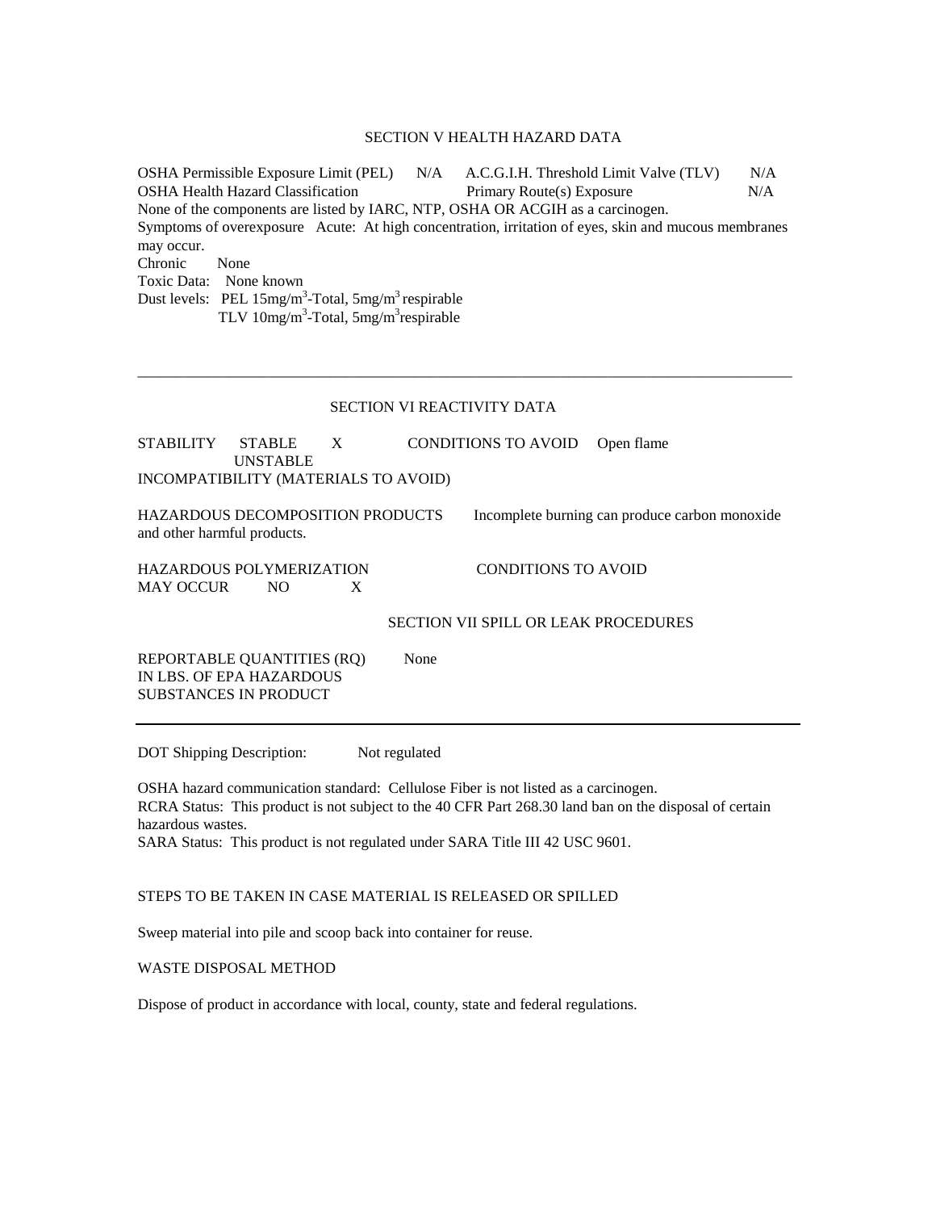## SECTION V HEALTH HAZARD DATA

OSHA Permissible Exposure Limit (PEL) N/A A.C.G.I.H. Threshold Limit Valve (TLV) N/A
OSHA Health Hazard Classification Primary Route(s) Exposure N/A
None of the components are listed by IARC, NTP, OSHA OR ACGIH as a carcinogen.
Symptoms of overexposure Acute: At high concentration, irritation of eyes, skin and mucous membranes may occur.
Chronic None
Toxic Data: None known
Dust levels: PEL 15mg/m$^3$-Total, 5mg/m$^3$ respirable
TLV 10mg/m$^3$-Total, 5mg/m$^3$ respirable

---

## SECTION VI REACTIVITY DATA

STABILITY STABLE X CONDITIONS TO AVOID Open flame
UNSTABLE
INCOMPATIBILITY (MATERIALS TO AVOID)

HAZARDOUS DECOMPOSITION PRODUCTS Incomplete burning can produce carbon monoxide and other harmful products.

HAZARDOUS POLYMERIZATION CONDITIONS TO AVOID
MAY OCCUR NO X

## SECTION VII SPILL OR LEAK PROCEDURES

REPORTABLE QUANTITIES (RQ) IN LBS. OF EPA HAZARDOUS SUBSTANCES IN PRODUCT None

---

DOT Shipping Description: Not regulated

OSHA hazard communication standard: Cellulose Fiber is not listed as a carcinogen.
RCRA Status: This product is not subject to the 40 CFR Part 268.30 land ban on the disposal of certain hazardous wastes.
SARA Status: This product is not regulated under SARA Title III 42 USC 9601.

STEPS TO BE TAKEN IN CASE MATERIAL IS RELEASED OR SPILLED

Sweep material into pile and scoop back into container for reuse.

WASTE DISPOSAL METHOD

Dispose of product in accordance with local, county, state and federal regulations.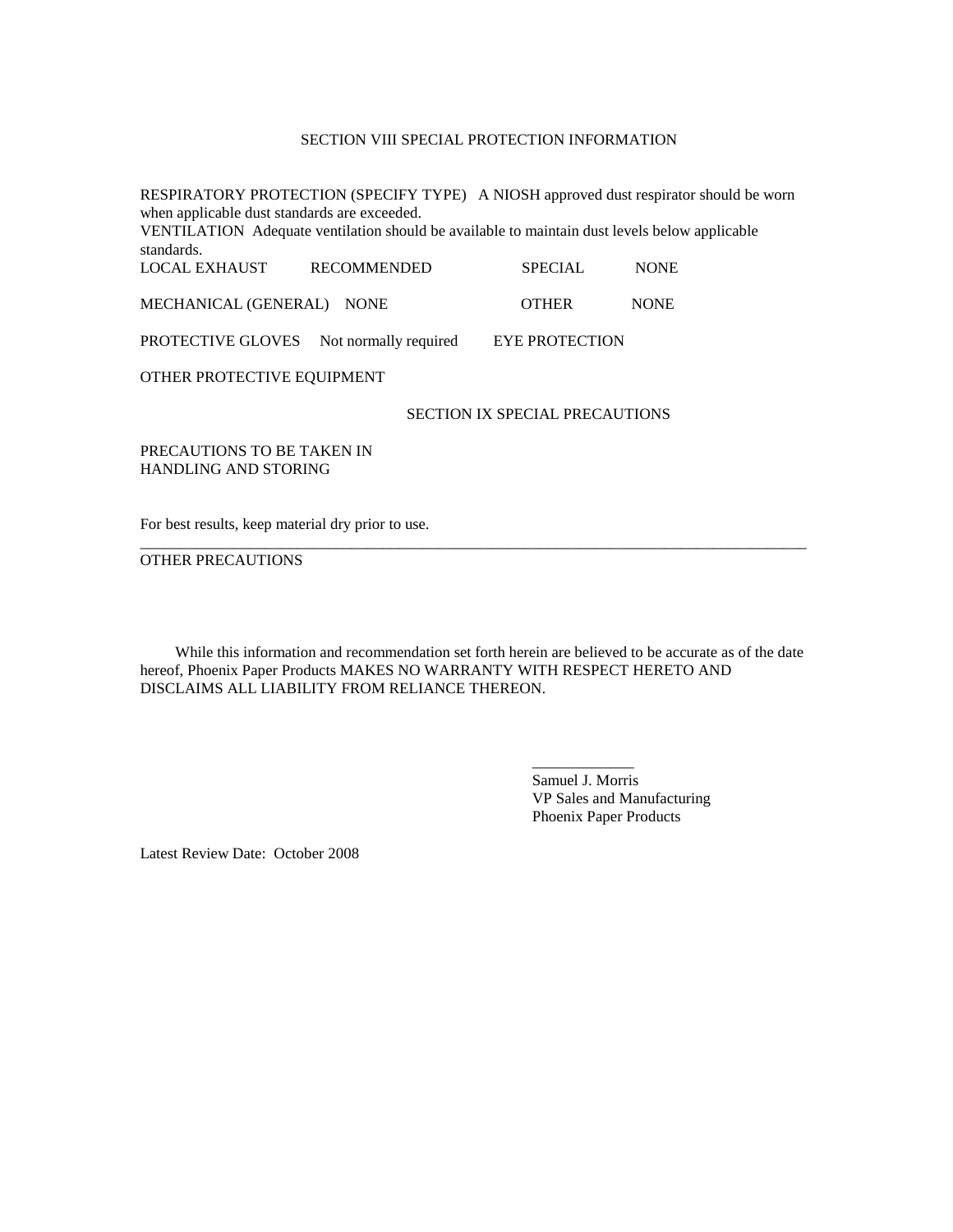## SECTION VIII SPECIAL PROTECTION INFORMATION

RESPIRATORY PROTECTION (SPECIFY TYPE) A NIOSH approved dust respirator should be worn when applicable dust standards are exceeded.

VENTILATION Adequate ventilation should be available to maintain dust levels below applicable standards.

| | | | |
|---|---|---|---|
| LOCAL EXHAUST | RECOMMENDED | SPECIAL | NONE |
| MECHANICAL (GENERAL) | NONE | OTHER | NONE |

PROTECTIVE GLOVES Not normally required EYE PROTECTION

OTHER PROTECTIVE EQUIPMENT

## SECTION IX SPECIAL PRECAUTIONS

PRECAUTIONS TO BE TAKEN IN HANDLING AND STORING

For best results, keep material dry prior to use.

---

OTHER PRECAUTIONS

While this information and recommendation set forth herein are believed to be accurate as of the date hereof, Phoenix Paper Products MAKES NO WARRANTY WITH RESPECT HERETO AND DISCLAIMS ALL LIABILITY FROM RELIANCE THEREON.

_____________

Samuel J. Morris
VP Sales and Manufacturing
Phoenix Paper Products

Latest Review Date: October 2008